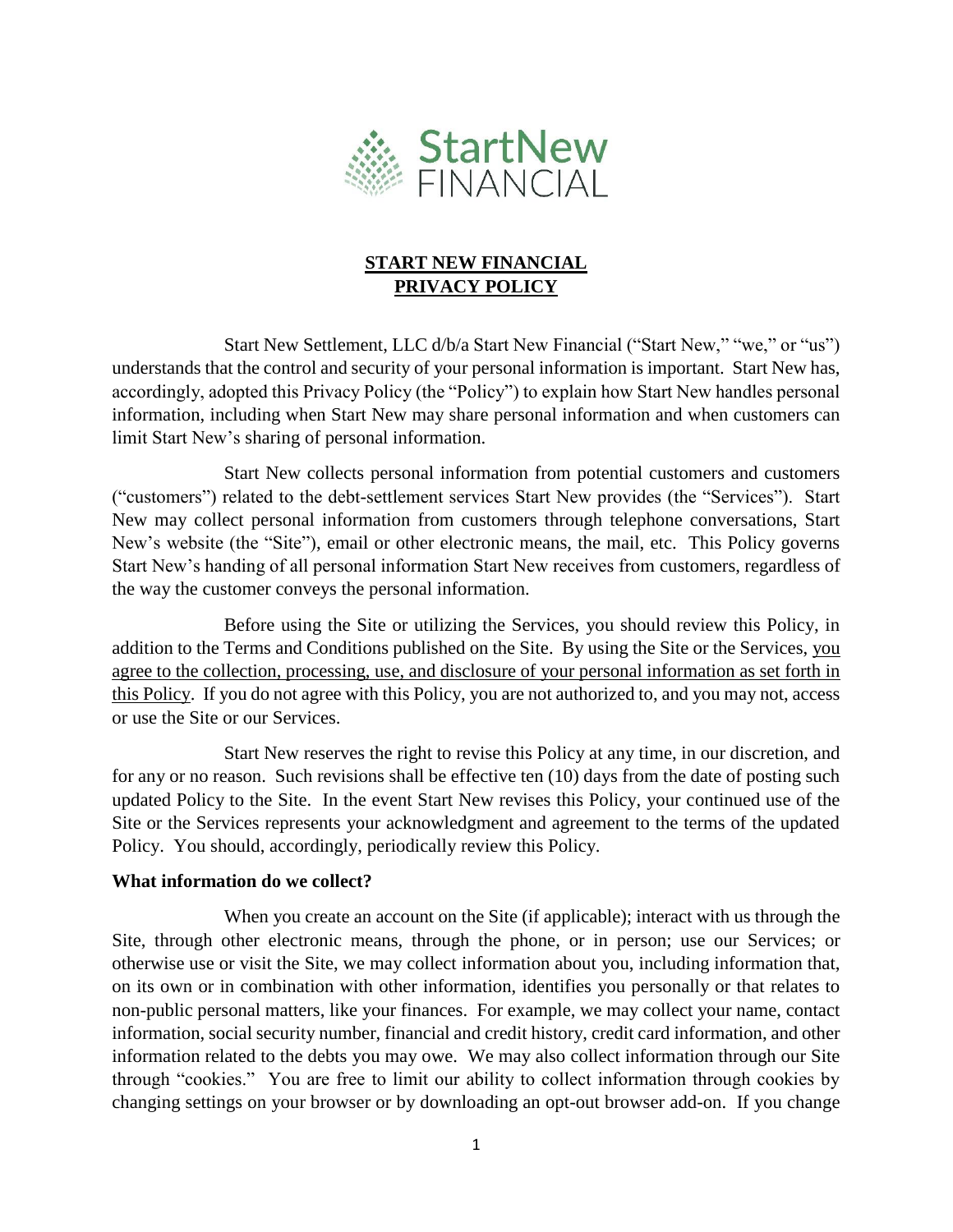# START NEW FINANCIAL PRIVACY POLICY

Start New Settlement, LLC d/b/a Start New Financial ("Start New," "we," or "us") understands that the control and security of your personal information is important. Start New has, accordingly, adopted this Privacy Policy (the "Policy") to explain how Start New handles personal information, including when Start New may share personal information and when customers can limit Start New's sharing of personal information.

Start New collects personal information from potential customers and customers ("customers") related to the debt-settlement services Start New provides (the "Services"). Start New may collect personal information from customers through telephone conversations, Start New's website (the "Site"), email or other electronic means, the mail, etc. This Policy governs Start New's handing of all personal information Start New receives from customers, regardless of the way the customer conveys the personal information.

Before using the Site or utilizing the Services, you should review this Policy, in addition to the Terms and Conditions published on the Site. By using the Site or the Services, <u>you agree to the collection, processing, use, and disclosure of your personal information as set forth in this Policy</u>. If you do not agree with this Policy, you are not authorized to, and you may not, access or use the Site or our Services.

Start New reserves the right to revise this Policy at any time, in our discretion, and for any or no reason. Such revisions shall be effective ten (10) days from the date of posting such updated Policy to the Site. In the event Start New revises this Policy, your continued use of the Site or the Services represents your acknowledgment and agreement to the terms of the updated Policy. You should, accordingly, periodically review this Policy.

**What information do we collect?**

When you create an account on the Site (if applicable); interact with us through the Site, through other electronic means, through the phone, or in person; use our Services; or otherwise use or visit the Site, we may collect information about you, including information that, on its own or in combination with other information, identifies you personally or that relates to non-public personal matters, like your finances. For example, we may collect your name, contact information, social security number, financial and credit history, credit card information, and other information related to the debts you may owe. We may also collect information through our Site through "cookies." You are free to limit our ability to collect information through cookies by changing settings on your browser or by downloading an opt-out browser add-on. If you change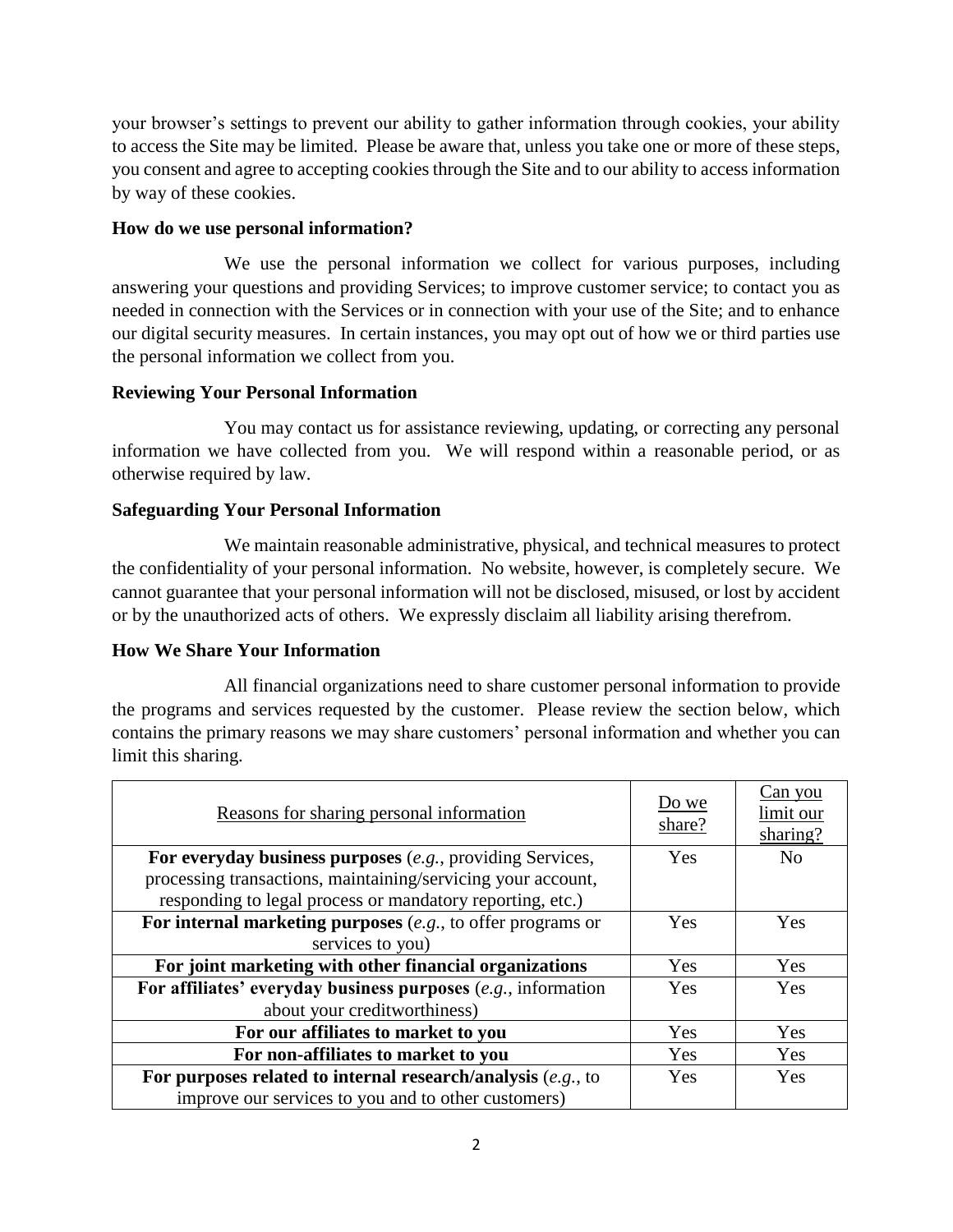your browser's settings to prevent our ability to gather information through cookies, your ability to access the Site may be limited. Please be aware that, unless you take one or more of these steps, you consent and agree to accepting cookies through the Site and to our ability to access information by way of these cookies.

**How do we use personal information?**

We use the personal information we collect for various purposes, including answering your questions and providing Services; to improve customer service; to contact you as needed in connection with the Services or in connection with your use of the Site; and to enhance our digital security measures. In certain instances, you may opt out of how we or third parties use the personal information we collect from you.

**Reviewing Your Personal Information**

You may contact us for assistance reviewing, updating, or correcting any personal information we have collected from you. We will respond within a reasonable period, or as otherwise required by law.

**Safeguarding Your Personal Information**

We maintain reasonable administrative, physical, and technical measures to protect the confidentiality of your personal information. No website, however, is completely secure. We cannot guarantee that your personal information will not be disclosed, misused, or lost by accident or by the unauthorized acts of others. We expressly disclaim all liability arising therefrom.

**How We Share Your Information**

All financial organizations need to share customer personal information to provide the programs and services requested by the customer. Please review the section below, which contains the primary reasons we may share customers' personal information and whether you can limit this sharing.

| Reasons for sharing personal information | Do we share? | Can you limit our sharing? |
|---|---|---|
| **For everyday business purposes** (*e.g.*, providing Services, processing transactions, maintaining/servicing your account, responding to legal process or mandatory reporting, etc.) | Yes | No |
| **For internal marketing purposes** (*e.g.*, to offer programs or services to you) | Yes | Yes |
| **For joint marketing with other financial organizations** | Yes | Yes |
| **For affiliates' everyday business purposes** (*e.g.*, information about your creditworthiness) | Yes | Yes |
| **For our affiliates to market to you** | Yes | Yes |
| **For non-affiliates to market to you** | Yes | Yes |
| **For purposes related to internal research/analysis** (*e.g.*, to improve our services to you and to other customers) | Yes | Yes |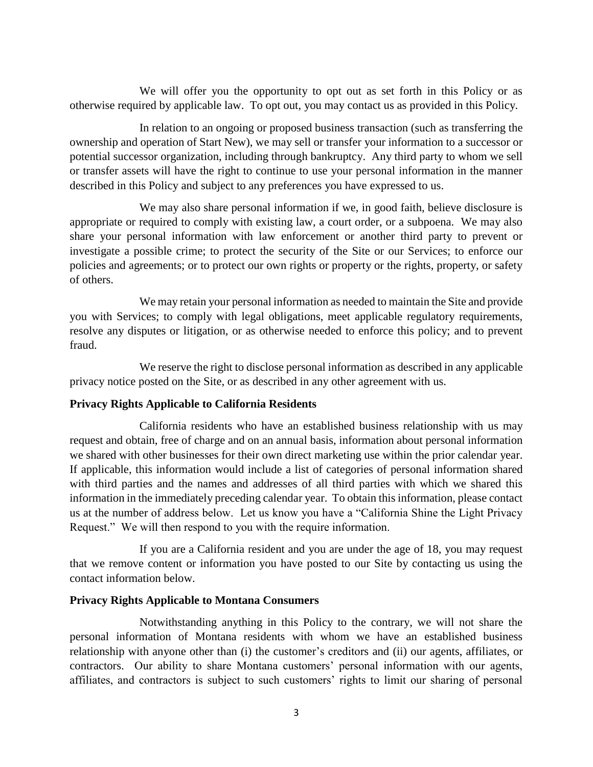We will offer you the opportunity to opt out as set forth in this Policy or as otherwise required by applicable law. To opt out, you may contact us as provided in this Policy.

In relation to an ongoing or proposed business transaction (such as transferring the ownership and operation of Start New), we may sell or transfer your information to a successor or potential successor organization, including through bankruptcy. Any third party to whom we sell or transfer assets will have the right to continue to use your personal information in the manner described in this Policy and subject to any preferences you have expressed to us.

We may also share personal information if we, in good faith, believe disclosure is appropriate or required to comply with existing law, a court order, or a subpoena. We may also share your personal information with law enforcement or another third party to prevent or investigate a possible crime; to protect the security of the Site or our Services; to enforce our policies and agreements; or to protect our own rights or property or the rights, property, or safety of others.

We may retain your personal information as needed to maintain the Site and provide you with Services; to comply with legal obligations, meet applicable regulatory requirements, resolve any disputes or litigation, or as otherwise needed to enforce this policy; and to prevent fraud.

We reserve the right to disclose personal information as described in any applicable privacy notice posted on the Site, or as described in any other agreement with us.

**Privacy Rights Applicable to California Residents**

California residents who have an established business relationship with us may request and obtain, free of charge and on an annual basis, information about personal information we shared with other businesses for their own direct marketing use within the prior calendar year. If applicable, this information would include a list of categories of personal information shared with third parties and the names and addresses of all third parties with which we shared this information in the immediately preceding calendar year. To obtain this information, please contact us at the number of address below. Let us know you have a "California Shine the Light Privacy Request." We will then respond to you with the require information.

If you are a California resident and you are under the age of 18, you may request that we remove content or information you have posted to our Site by contacting us using the contact information below.

**Privacy Rights Applicable to Montana Consumers**

Notwithstanding anything in this Policy to the contrary, we will not share the personal information of Montana residents with whom we have an established business relationship with anyone other than (i) the customer's creditors and (ii) our agents, affiliates, or contractors. Our ability to share Montana customers' personal information with our agents, affiliates, and contractors is subject to such customers' rights to limit our sharing of personal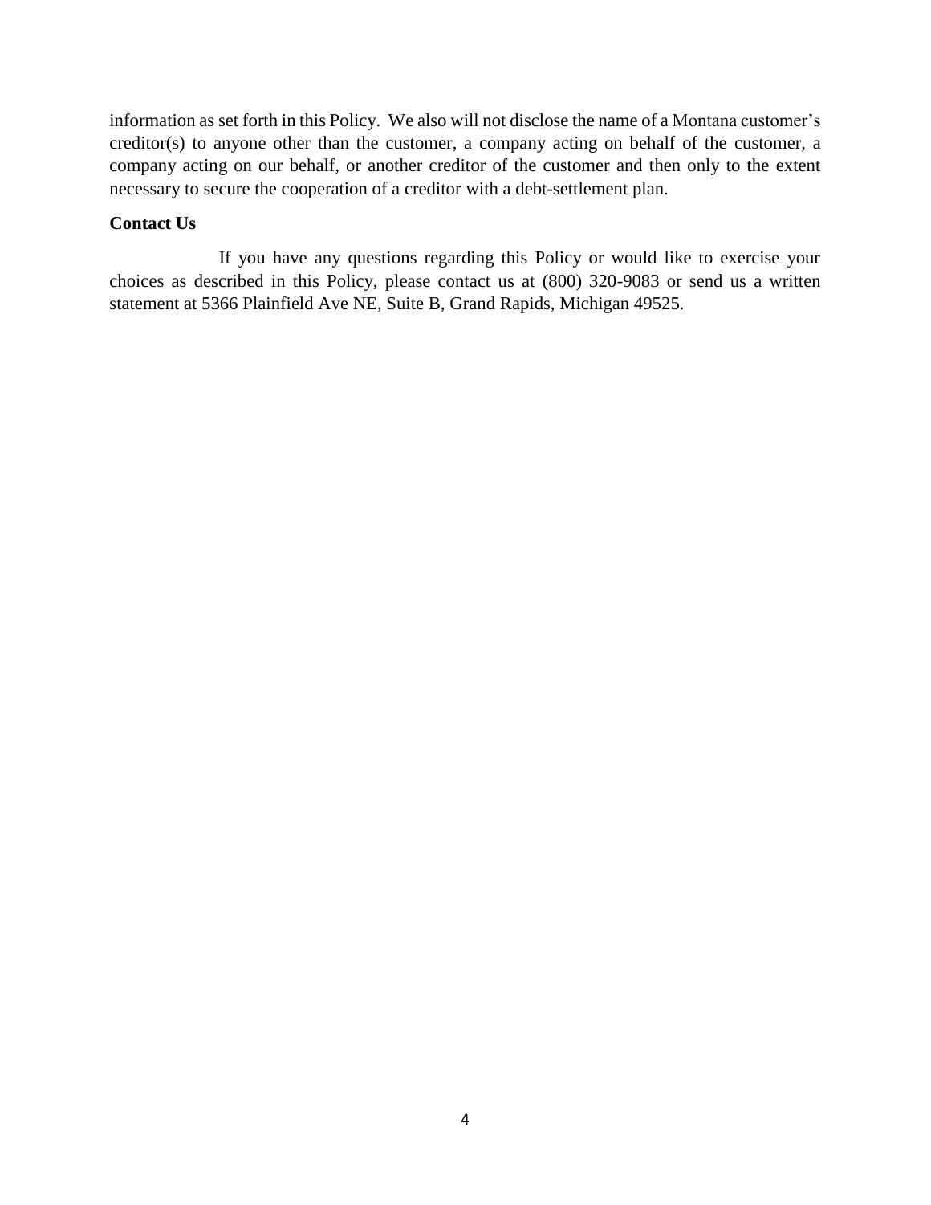information as set forth in this Policy. We also will not disclose the name of a Montana customer's creditor(s) to anyone other than the customer, a company acting on behalf of the customer, a company acting on our behalf, or another creditor of the customer and then only to the extent necessary to secure the cooperation of a creditor with a debt-settlement plan.

**Contact Us**

If you have any questions regarding this Policy or would like to exercise your choices as described in this Policy, please contact us at (800) 320-9083 or send us a written statement at 5366 Plainfield Ave NE, Suite B, Grand Rapids, Michigan 49525.